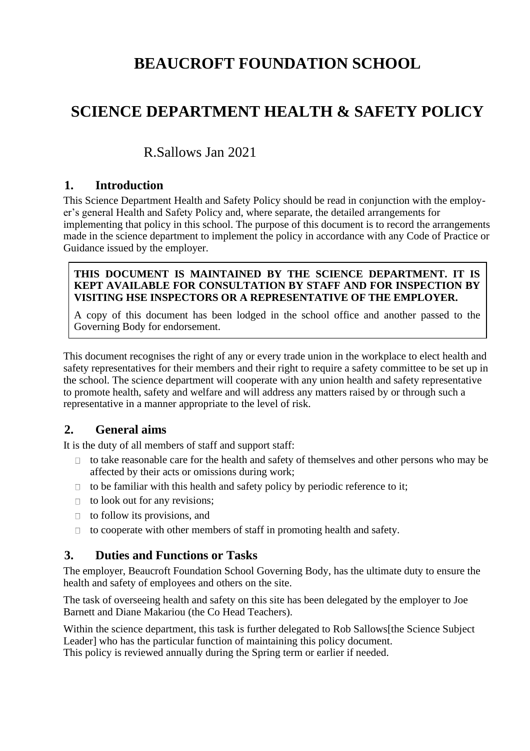# BEAUCROFT FOUNDATION SCHOOL

# SCIENCE DEPARTMENT HEALTH & SAFETY POLICY

R.Sallows Jan 2021

## 1. Introduction

This Science Department Health and Safety Policy should be read in conjunction with the employer's general Health and Safety Policy and, where separate, the detailed arrangements for implementing that policy in this school. The purpose of this document is to record the arrangements made in the science department to implement the policy in accordance with any Code of Practice or Guidance issued by the employer.

> **THIS DOCUMENT IS MAINTAINED BY THE SCIENCE DEPARTMENT. IT IS KEPT AVAILABLE FOR CONSULTATION BY STAFF AND FOR INSPECTION BY VISITING HSE INSPECTORS OR A REPRESENTATIVE OF THE EMPLOYER.**
>
> A copy of this document has been lodged in the school office and another passed to the Governing Body for endorsement.

This document recognises the right of any or every trade union in the workplace to elect health and safety representatives for their members and their right to require a safety committee to be set up in the school. The science department will cooperate with any union health and safety representative to promote health, safety and welfare and will address any matters raised by or through such a representative in a manner appropriate to the level of risk.

## 2. General aims

It is the duty of all members of staff and support staff:

- to take reasonable care for the health and safety of themselves and other persons who may be affected by their acts or omissions during work;
- to be familiar with this health and safety policy by periodic reference to it;
- to look out for any revisions;
- to follow its provisions, and
- to cooperate with other members of staff in promoting health and safety.

## 3. Duties and Functions or Tasks

The employer, Beaucroft Foundation School Governing Body, has the ultimate duty to ensure the health and safety of employees and others on the site.

The task of overseeing health and safety on this site has been delegated by the employer to Joe Barnett and Diane Makariou (the Co Head Teachers).

Within the science department, this task is further delegated to Rob Sallows[the Science Subject Leader] who has the particular function of maintaining this policy document.
This policy is reviewed annually during the Spring term or earlier if needed.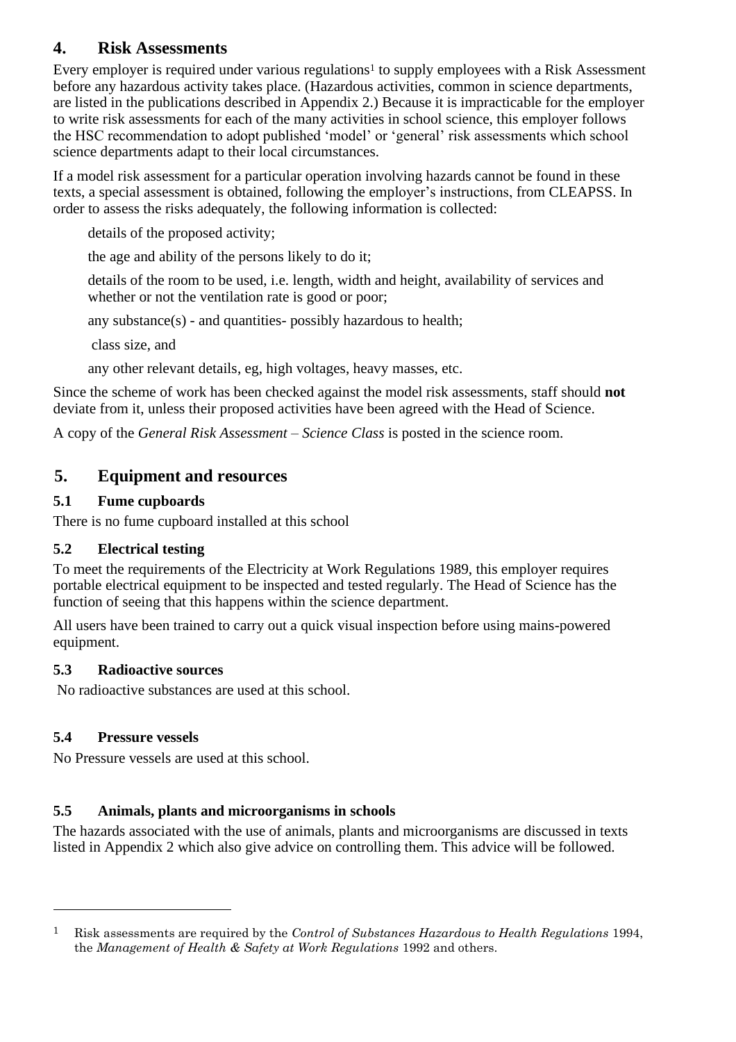## 4. Risk Assessments

Every employer is required under various regulations[1] to supply employees with a Risk Assessment before any hazardous activity takes place. (Hazardous activities, common in science departments, are listed in the publications described in Appendix 2.) Because it is impracticable for the employer to write risk assessments for each of the many activities in school science, this employer follows the HSC recommendation to adopt published 'model' or 'general' risk assessments which school science departments adapt to their local circumstances.

If a model risk assessment for a particular operation involving hazards cannot be found in these texts, a special assessment is obtained, following the employer's instructions, from CLEAPSS. In order to assess the risks adequately, the following information is collected:

- details of the proposed activity;
- the age and ability of the persons likely to do it;
- details of the room to be used, i.e. length, width and height, availability of services and whether or not the ventilation rate is good or poor;
- any substance(s) - and quantities- possibly hazardous to health;
- class size, and
- any other relevant details, eg, high voltages, heavy masses, etc.

Since the scheme of work has been checked against the model risk assessments, staff should **not** deviate from it, unless their proposed activities have been agreed with the Head of Science.

A copy of the *General Risk Assessment – Science Class* is posted in the science room.

## 5. Equipment and resources

### 5.1 Fume cupboards

There is no fume cupboard installed at this school

### 5.2 Electrical testing

To meet the requirements of the Electricity at Work Regulations 1989, this employer requires portable electrical equipment to be inspected and tested regularly. The Head of Science has the function of seeing that this happens within the science department.

All users have been trained to carry out a quick visual inspection before using mains-powered equipment.

### 5.3 Radioactive sources

No radioactive substances are used at this school.

### 5.4 Pressure vessels

No Pressure vessels are used at this school.

### 5.5 Animals, plants and microorganisms in schools

The hazards associated with the use of animals, plants and microorganisms are discussed in texts listed in Appendix 2 which also give advice on controlling them. This advice will be followed.

---

[1] Risk assessments are required by the *Control of Substances Hazardous to Health Regulations* 1994, the *Management of Health & Safety at Work Regulations* 1992 and others.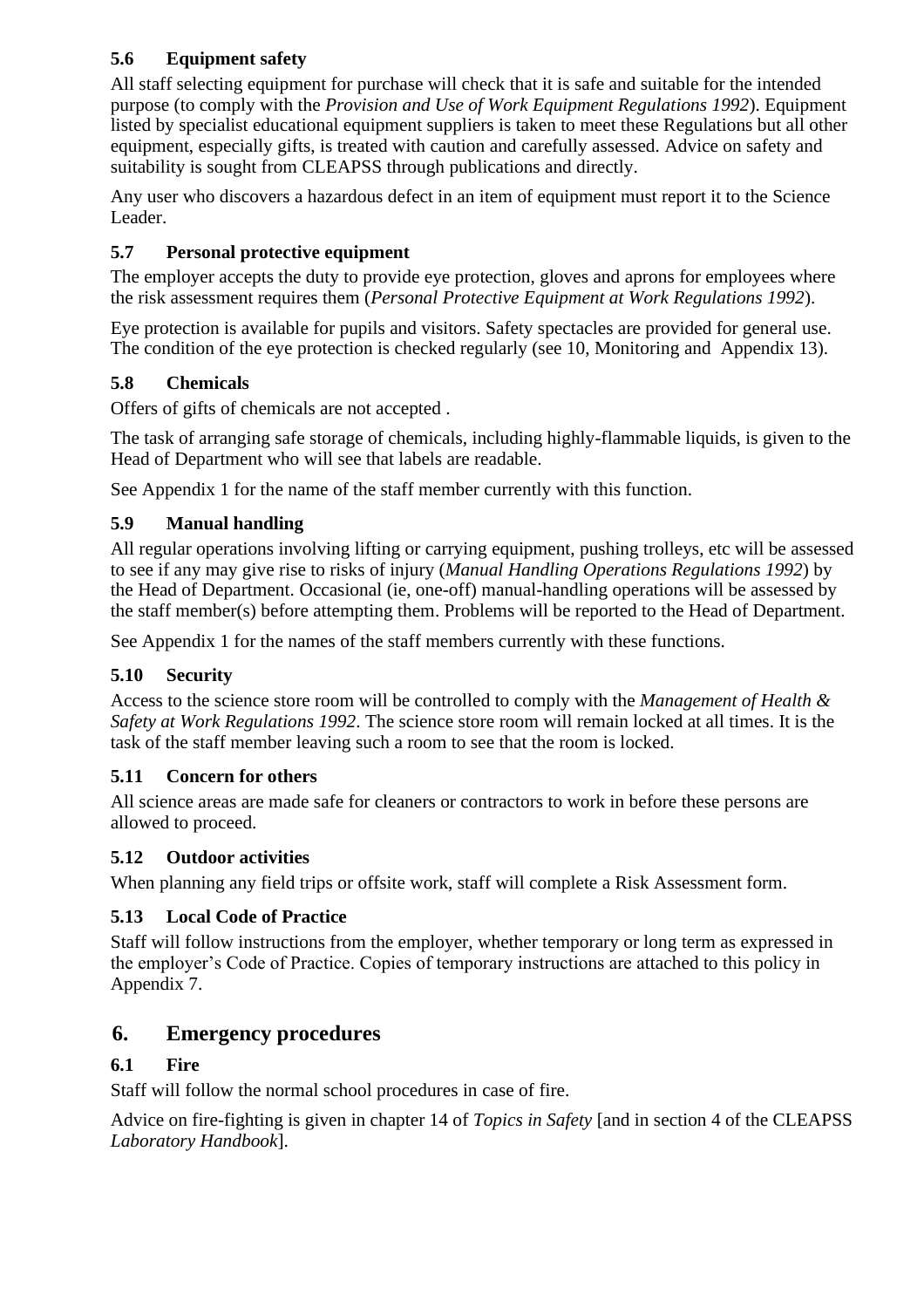### 5.6 Equipment safety

All staff selecting equipment for purchase will check that it is safe and suitable for the intended purpose (to comply with the *Provision and Use of Work Equipment Regulations 1992*). Equipment listed by specialist educational equipment suppliers is taken to meet these Regulations but all other equipment, especially gifts, is treated with caution and carefully assessed. Advice on safety and suitability is sought from CLEAPSS through publications and directly.

Any user who discovers a hazardous defect in an item of equipment must report it to the Science Leader.

### 5.7 Personal protective equipment

The employer accepts the duty to provide eye protection, gloves and aprons for employees where the risk assessment requires them (*Personal Protective Equipment at Work Regulations 1992*).

Eye protection is available for pupils and visitors. Safety spectacles are provided for general use. The condition of the eye protection is checked regularly (see 10, Monitoring and Appendix 13).

### 5.8 Chemicals

Offers of gifts of chemicals are not accepted .

The task of arranging safe storage of chemicals, including highly-flammable liquids, is given to the Head of Department who will see that labels are readable.

See Appendix 1 for the name of the staff member currently with this function.

### 5.9 Manual handling

All regular operations involving lifting or carrying equipment, pushing trolleys, etc will be assessed to see if any may give rise to risks of injury (*Manual Handling Operations Regulations 1992*) by the Head of Department. Occasional (ie, one-off) manual-handling operations will be assessed by the staff member(s) before attempting them. Problems will be reported to the Head of Department.

See Appendix 1 for the names of the staff members currently with these functions.

### 5.10 Security

Access to the science store room will be controlled to comply with the *Management of Health & Safety at Work Regulations 1992*. The science store room will remain locked at all times. It is the task of the staff member leaving such a room to see that the room is locked.

### 5.11 Concern for others

All science areas are made safe for cleaners or contractors to work in before these persons are allowed to proceed.

### 5.12 Outdoor activities

When planning any field trips or offsite work, staff will complete a Risk Assessment form.

### 5.13 Local Code of Practice

Staff will follow instructions from the employer, whether temporary or long term as expressed in the employer's Code of Practice. Copies of temporary instructions are attached to this policy in Appendix 7.

## 6. Emergency procedures

### 6.1 Fire

Staff will follow the normal school procedures in case of fire.

Advice on fire-fighting is given in chapter 14 of *Topics in Safety* [and in section 4 of the CLEAPSS *Laboratory Handbook*].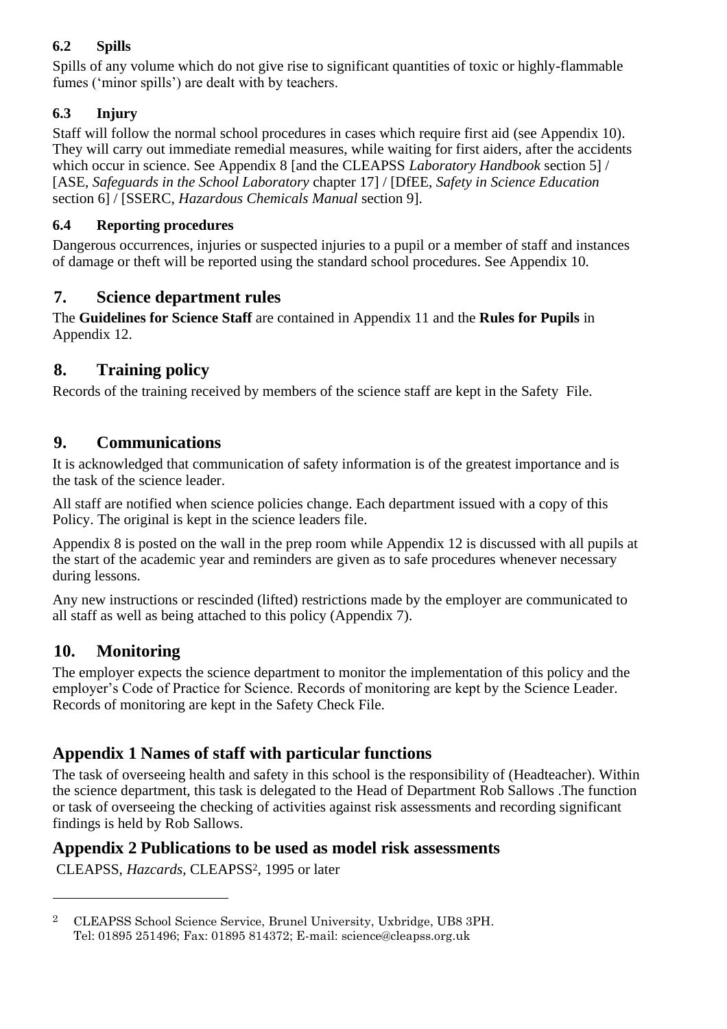### 6.2 Spills

Spills of any volume which do not give rise to significant quantities of toxic or highly-flammable fumes ('minor spills') are dealt with by teachers.

### 6.3 Injury

Staff will follow the normal school procedures in cases which require first aid (see Appendix 10). They will carry out immediate remedial measures, while waiting for first aiders, after the accidents which occur in science. See Appendix 8 [and the CLEAPSS *Laboratory Handbook* section 5] / [ASE, *Safeguards in the School Laboratory* chapter 17] / [DfEE, *Safety in Science Education* section 6] / [SSERC, *Hazardous Chemicals Manual* section 9].

### 6.4 Reporting procedures

Dangerous occurrences, injuries or suspected injuries to a pupil or a member of staff and instances of damage or theft will be reported using the standard school procedures. See Appendix 10.

## 7. Science department rules

The **Guidelines for Science Staff** are contained in Appendix 11 and the **Rules for Pupils** in Appendix 12.

## 8. Training policy

Records of the training received by members of the science staff are kept in the Safety File.

## 9. Communications

It is acknowledged that communication of safety information is of the greatest importance and is the task of the science leader.

All staff are notified when science policies change. Each department issued with a copy of this Policy. The original is kept in the science leaders file.

Appendix 8 is posted on the wall in the prep room while Appendix 12 is discussed with all pupils at the start of the academic year and reminders are given as to safe procedures whenever necessary during lessons.

Any new instructions or rescinded (lifted) restrictions made by the employer are communicated to all staff as well as being attached to this policy (Appendix 7).

## 10. Monitoring

The employer expects the science department to monitor the implementation of this policy and the employer's Code of Practice for Science. Records of monitoring are kept by the Science Leader. Records of monitoring are kept in the Safety Check File.

## Appendix 1 Names of staff with particular functions

The task of overseeing health and safety in this school is the responsibility of (Headteacher). Within the science department, this task is delegated to the Head of Department Rob Sallows .The function or task of overseeing the checking of activities against risk assessments and recording significant findings is held by Rob Sallows.

## Appendix 2 Publications to be used as model risk assessments

CLEAPSS, *Hazcards*, CLEAPSS[2], 1995 or later

---

[2] CLEAPSS School Science Service, Brunel University, Uxbridge, UB8 3PH. Tel: 01895 251496; Fax: 01895 814372; E-mail: science@cleapss.org.uk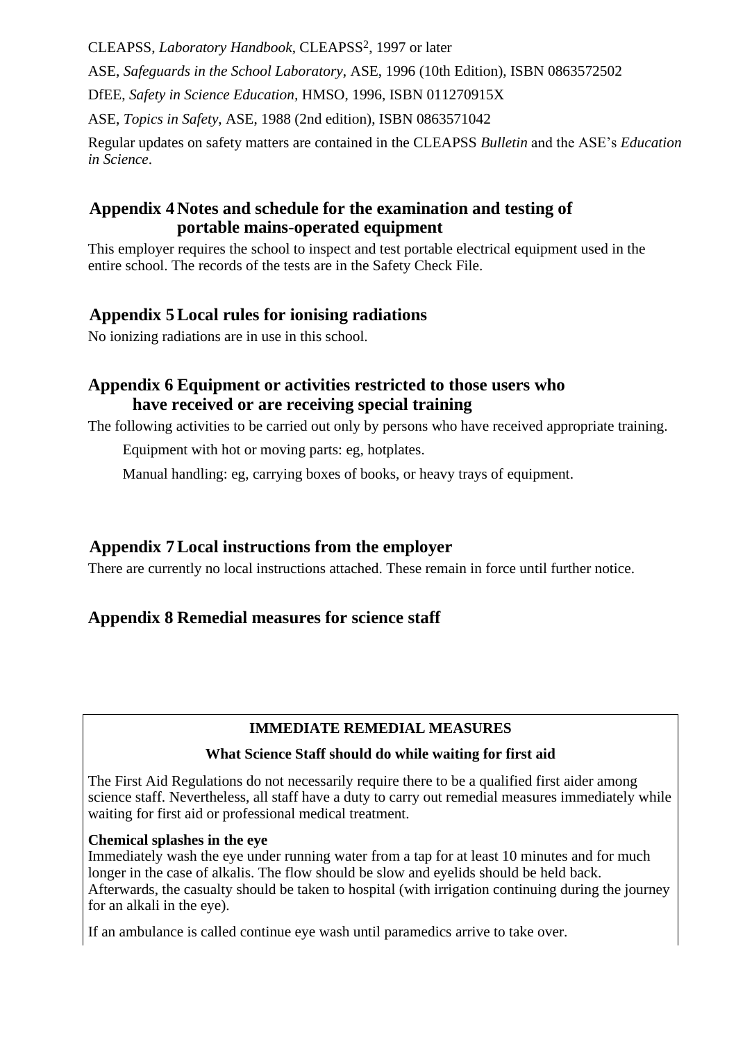CLEAPSS, *Laboratory Handbook*, CLEAPSS[2], 1997 or later

ASE, *Safeguards in the School Laboratory*, ASE, 1996 (10th Edition), ISBN 0863572502

DfEE, *Safety in Science Education,* HMSO, 1996, ISBN 011270915X

ASE, *Topics in Safety*, ASE, 1988 (2nd edition), ISBN 0863571042

Regular updates on safety matters are contained in the CLEAPSS *Bulletin* and the ASE's *Education in Science*.

## Appendix 4 Notes and schedule for the examination and testing of portable mains-operated equipment

This employer requires the school to inspect and test portable electrical equipment used in the entire school. The records of the tests are in the Safety Check File.

## Appendix 5 Local rules for ionising radiations

No ionizing radiations are in use in this school.

## Appendix 6 Equipment or activities restricted to those users who have received or are receiving special training

The following activities to be carried out only by persons who have received appropriate training.

Equipment with hot or moving parts: eg, hotplates.

Manual handling: eg, carrying boxes of books, or heavy trays of equipment.

## Appendix 7 Local instructions from the employer

There are currently no local instructions attached. These remain in force until further notice.

## Appendix 8 Remedial measures for science staff

**IMMEDIATE REMEDIAL MEASURES**

**What Science Staff should do while waiting for first aid**

The First Aid Regulations do not necessarily require there to be a qualified first aider among science staff. Nevertheless, all staff have a duty to carry out remedial measures immediately while waiting for first aid or professional medical treatment.

**Chemical splashes in the eye**
Immediately wash the eye under running water from a tap for at least 10 minutes and for much longer in the case of alkalis. The flow should be slow and eyelids should be held back. Afterwards, the casualty should be taken to hospital (with irrigation continuing during the journey for an alkali in the eye).

If an ambulance is called continue eye wash until paramedics arrive to take over.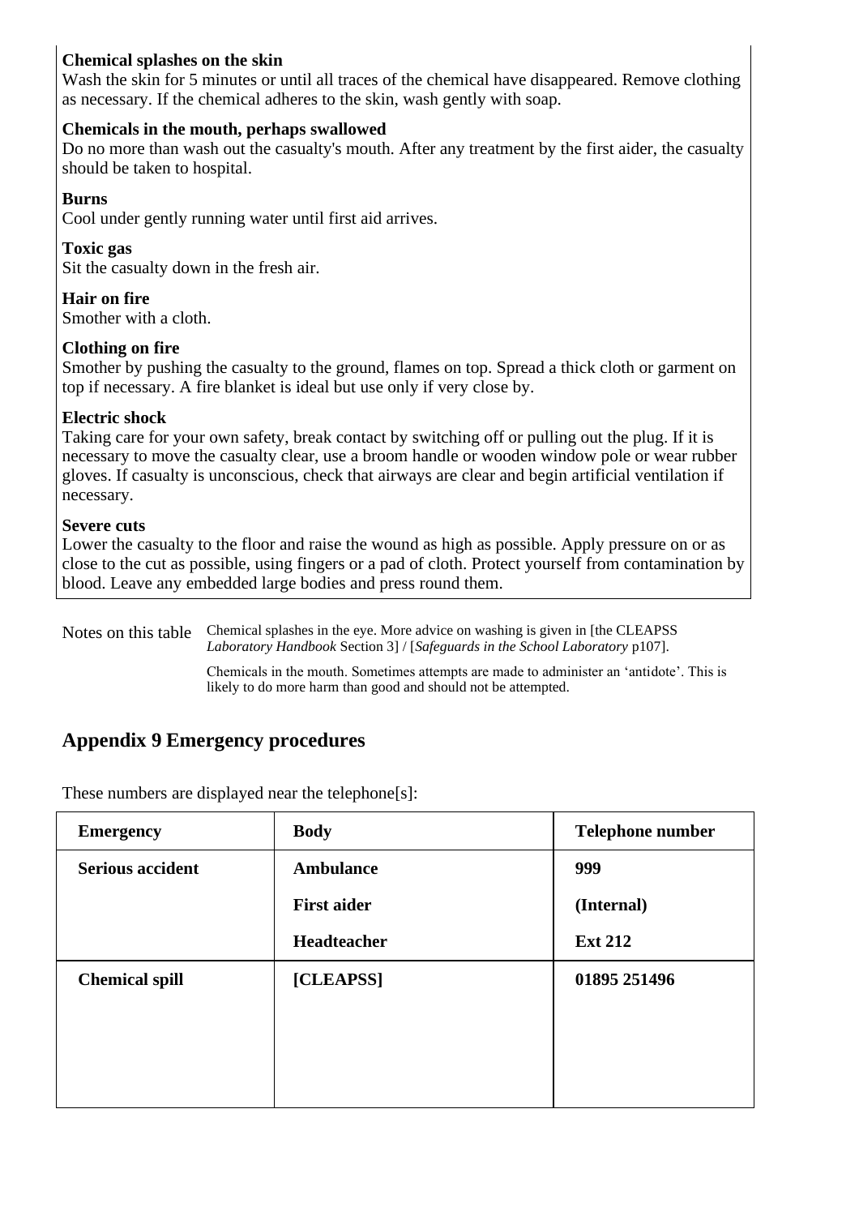**Chemical splashes on the skin**
Wash the skin for 5 minutes or until all traces of the chemical have disappeared. Remove clothing as necessary. If the chemical adheres to the skin, wash gently with soap.

**Chemicals in the mouth, perhaps swallowed**
Do no more than wash out the casualty's mouth. After any treatment by the first aider, the casualty should be taken to hospital.

**Burns**
Cool under gently running water until first aid arrives.

**Toxic gas**
Sit the casualty down in the fresh air.

**Hair on fire**
Smother with a cloth.

**Clothing on fire**
Smother by pushing the casualty to the ground, flames on top. Spread a thick cloth or garment on top if necessary. A fire blanket is ideal but use only if very close by.

**Electric shock**
Taking care for your own safety, break contact by switching off or pulling out the plug. If it is necessary to move the casualty clear, use a broom handle or wooden window pole or wear rubber gloves. If casualty is unconscious, check that airways are clear and begin artificial ventilation if necessary.

**Severe cuts**
Lower the casualty to the floor and raise the wound as high as possible. Apply pressure on or as close to the cut as possible, using fingers or a pad of cloth. Protect yourself from contamination by blood. Leave any embedded large bodies and press round them.

Notes on this table

Chemical splashes in the eye. More advice on washing is given in [the CLEAPSS *Laboratory Handbook* Section 3] / [*Safeguards in the School Laboratory* p107].

Chemicals in the mouth. Sometimes attempts are made to administer an 'antidote'. This is likely to do more harm than good and should not be attempted.

## Appendix 9 Emergency procedures

These numbers are displayed near the telephone[s]:

| Emergency | Body | Telephone number |
|---|---|---|
| **Serious accident** | **Ambulance** | **999** |
| | **First aider** | **(Internal)** |
| | **Headteacher** | **Ext 212** |
| **Chemical spill** | **[CLEAPSS]** | **01895 251496** |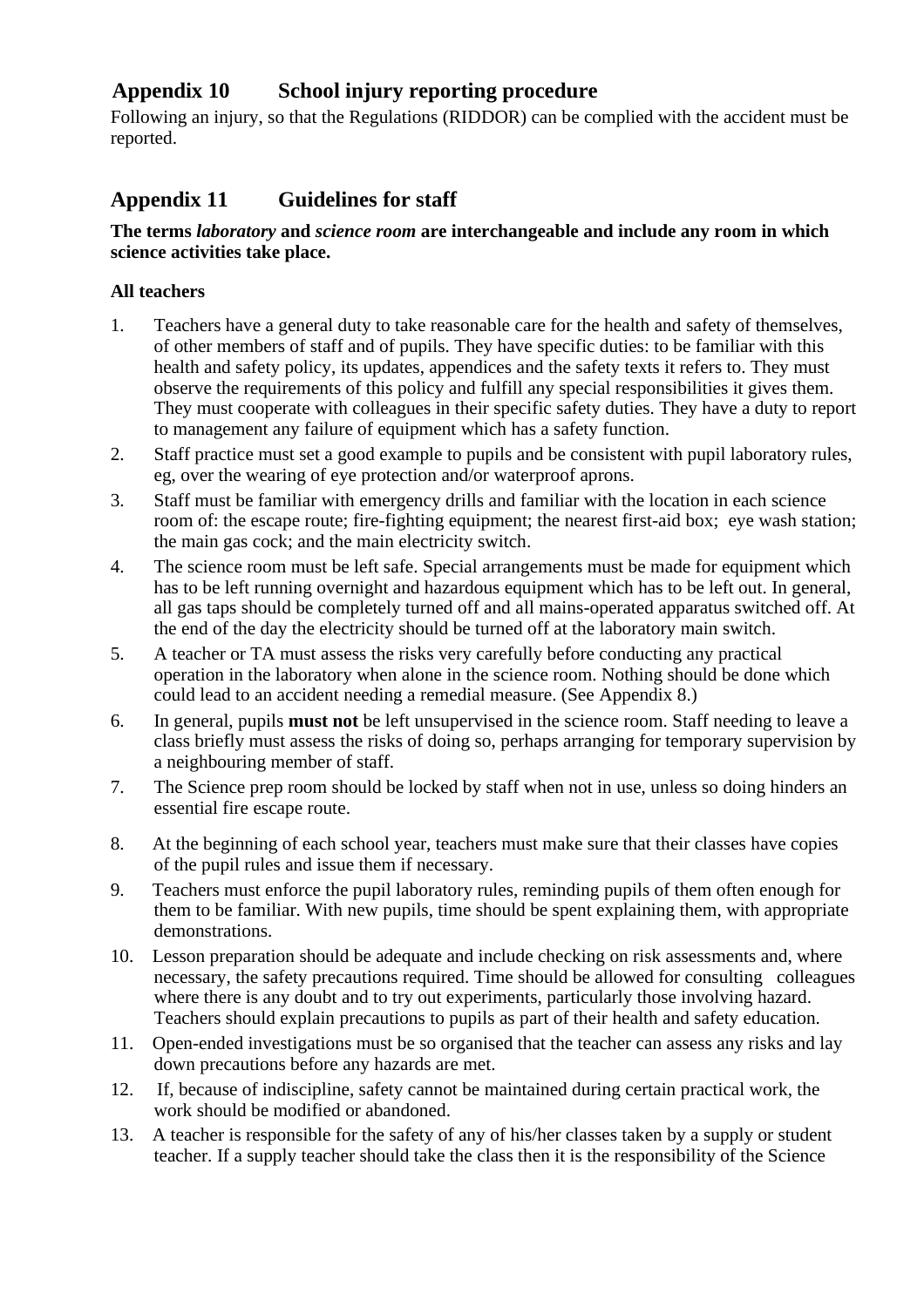## Appendix 10 School injury reporting procedure

Following an injury, so that the Regulations (RIDDOR) can be complied with the accident must be reported.

## Appendix 11 Guidelines for staff

**The terms *laboratory* and *science room* are interchangeable and include any room in which science activities take place.**

**All teachers**

1. Teachers have a general duty to take reasonable care for the health and safety of themselves, of other members of staff and of pupils. They have specific duties: to be familiar with this health and safety policy, its updates, appendices and the safety texts it refers to. They must observe the requirements of this policy and fulfill any special responsibilities it gives them. They must cooperate with colleagues in their specific safety duties. They have a duty to report to management any failure of equipment which has a safety function.
2. Staff practice must set a good example to pupils and be consistent with pupil laboratory rules, eg, over the wearing of eye protection and/or waterproof aprons.
3. Staff must be familiar with emergency drills and familiar with the location in each science room of: the escape route; fire-fighting equipment; the nearest first-aid box; eye wash station; the main gas cock; and the main electricity switch.
4. The science room must be left safe. Special arrangements must be made for equipment which has to be left running overnight and hazardous equipment which has to be left out. In general, all gas taps should be completely turned off and all mains-operated apparatus switched off. At the end of the day the electricity should be turned off at the laboratory main switch.
5. A teacher or TA must assess the risks very carefully before conducting any practical operation in the laboratory when alone in the science room. Nothing should be done which could lead to an accident needing a remedial measure. (See Appendix 8.)
6. In general, pupils **must not** be left unsupervised in the science room. Staff needing to leave a class briefly must assess the risks of doing so, perhaps arranging for temporary supervision by a neighbouring member of staff.
7. The Science prep room should be locked by staff when not in use, unless so doing hinders an essential fire escape route.
8. At the beginning of each school year, teachers must make sure that their classes have copies of the pupil rules and issue them if necessary.
9. Teachers must enforce the pupil laboratory rules, reminding pupils of them often enough for them to be familiar. With new pupils, time should be spent explaining them, with appropriate demonstrations.
10. Lesson preparation should be adequate and include checking on risk assessments and, where necessary, the safety precautions required. Time should be allowed for consulting colleagues where there is any doubt and to try out experiments, particularly those involving hazard. Teachers should explain precautions to pupils as part of their health and safety education.
11. Open-ended investigations must be so organised that the teacher can assess any risks and lay down precautions before any hazards are met.
12. If, because of indiscipline, safety cannot be maintained during certain practical work, the work should be modified or abandoned.
13. A teacher is responsible for the safety of any of his/her classes taken by a supply or student teacher. If a supply teacher should take the class then it is the responsibility of the Science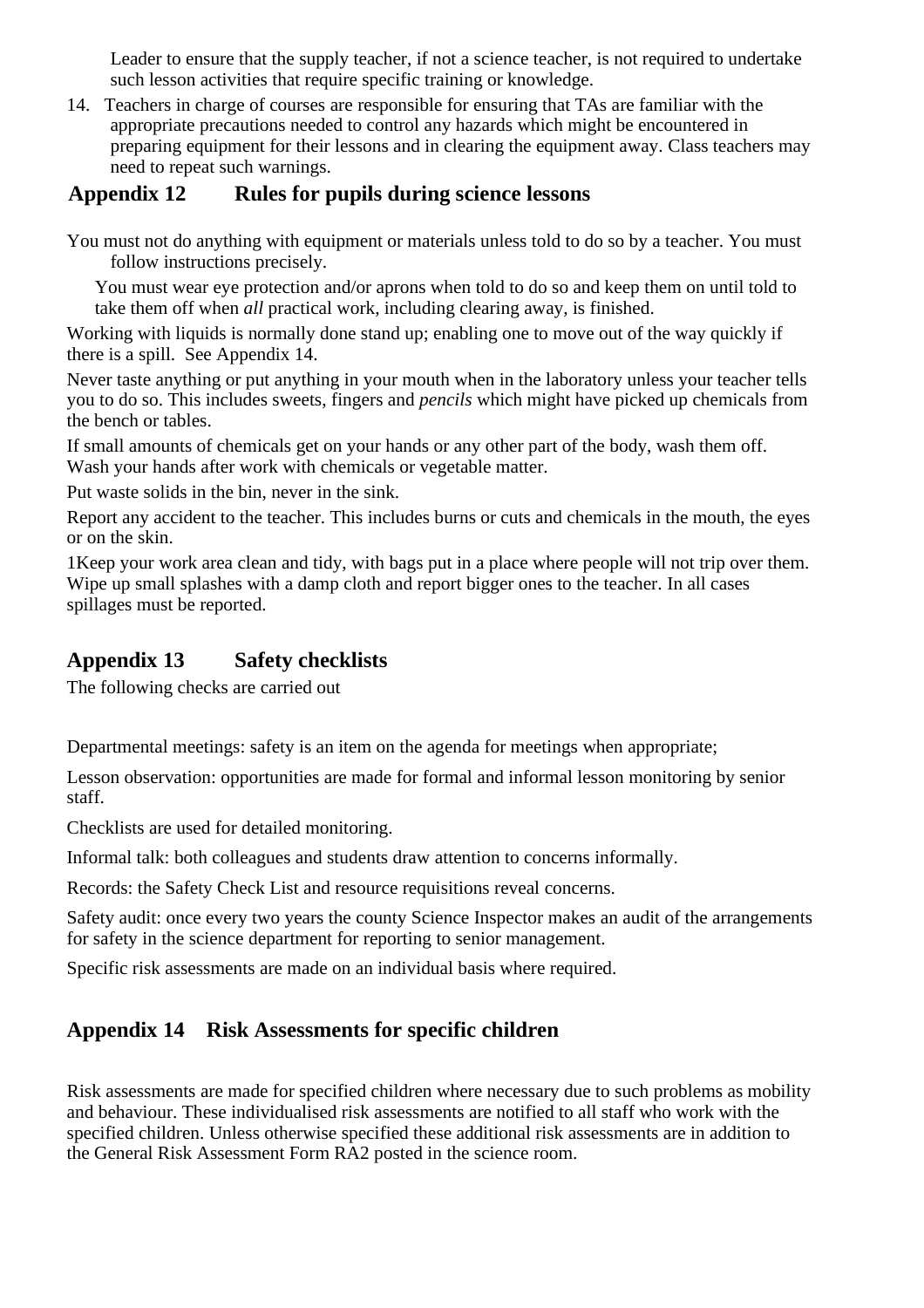Leader to ensure that the supply teacher, if not a science teacher, is not required to undertake such lesson activities that require specific training or knowledge.

14. Teachers in charge of courses are responsible for ensuring that TAs are familiar with the appropriate precautions needed to control any hazards which might be encountered in preparing equipment for their lessons and in clearing the equipment away. Class teachers may need to repeat such warnings.

## Appendix 12 Rules for pupils during science lessons

You must not do anything with equipment or materials unless told to do so by a teacher. You must follow instructions precisely.

You must wear eye protection and/or aprons when told to do so and keep them on until told to take them off when *all* practical work, including clearing away, is finished.

Working with liquids is normally done stand up; enabling one to move out of the way quickly if there is a spill. See Appendix 14.

Never taste anything or put anything in your mouth when in the laboratory unless your teacher tells you to do so. This includes sweets, fingers and *pencils* which might have picked up chemicals from the bench or tables.

If small amounts of chemicals get on your hands or any other part of the body, wash them off. Wash your hands after work with chemicals or vegetable matter.

Put waste solids in the bin, never in the sink.

Report any accident to the teacher. This includes burns or cuts and chemicals in the mouth, the eyes or on the skin.

1Keep your work area clean and tidy, with bags put in a place where people will not trip over them. Wipe up small splashes with a damp cloth and report bigger ones to the teacher. In all cases spillages must be reported.

## Appendix 13 Safety checklists

The following checks are carried out

Departmental meetings: safety is an item on the agenda for meetings when appropriate;

Lesson observation: opportunities are made for formal and informal lesson monitoring by senior staff.

Checklists are used for detailed monitoring.

Informal talk: both colleagues and students draw attention to concerns informally.

Records: the Safety Check List and resource requisitions reveal concerns.

Safety audit: once every two years the county Science Inspector makes an audit of the arrangements for safety in the science department for reporting to senior management.

Specific risk assessments are made on an individual basis where required.

## Appendix 14 Risk Assessments for specific children

Risk assessments are made for specified children where necessary due to such problems as mobility and behaviour. These individualised risk assessments are notified to all staff who work with the specified children. Unless otherwise specified these additional risk assessments are in addition to the General Risk Assessment Form RA2 posted in the science room.